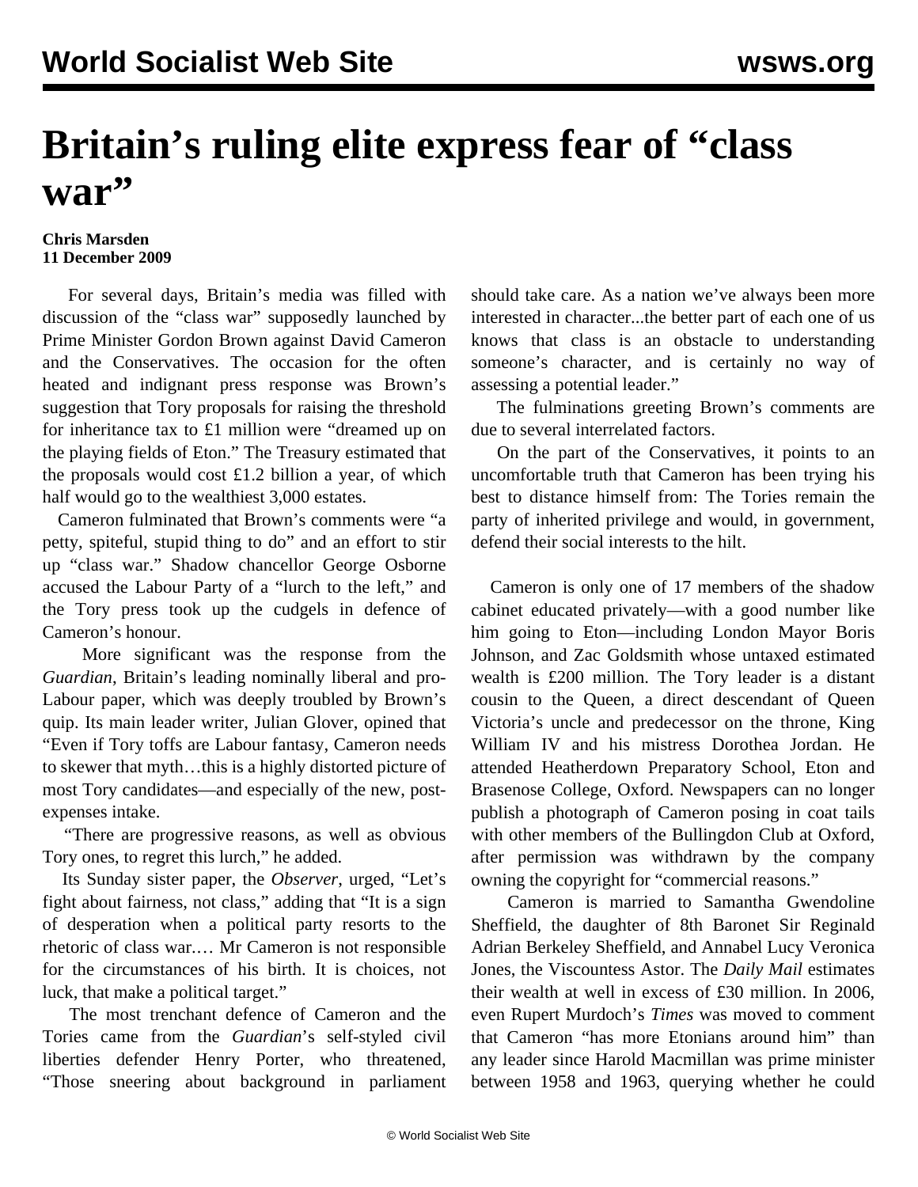# Britain's ruling elite express fear of "class war"

**Chris Marsden**
**11 December 2009**

For several days, Britain's media was filled with discussion of the "class war" supposedly launched by Prime Minister Gordon Brown against David Cameron and the Conservatives. The occasion for the often heated and indignant press response was Brown's suggestion that Tory proposals for raising the threshold for inheritance tax to £1 million were "dreamed up on the playing fields of Eton." The Treasury estimated that the proposals would cost £1.2 billion a year, of which half would go to the wealthiest 3,000 estates.

Cameron fulminated that Brown's comments were "a petty, spiteful, stupid thing to do" and an effort to stir up "class war." Shadow chancellor George Osborne accused the Labour Party of a "lurch to the left," and the Tory press took up the cudgels in defence of Cameron's honour.

More significant was the response from the *Guardian*, Britain's leading nominally liberal and pro-Labour paper, which was deeply troubled by Brown's quip. Its main leader writer, Julian Glover, opined that "Even if Tory toffs are Labour fantasy, Cameron needs to skewer that myth…this is a highly distorted picture of most Tory candidates—and especially of the new, post-expenses intake.

"There are progressive reasons, as well as obvious Tory ones, to regret this lurch," he added.

Its Sunday sister paper, the *Observer*, urged, "Let's fight about fairness, not class," adding that "It is a sign of desperation when a political party resorts to the rhetoric of class war.… Mr Cameron is not responsible for the circumstances of his birth. It is choices, not luck, that make a political target."

The most trenchant defence of Cameron and the Tories came from the *Guardian*'s self-styled civil liberties defender Henry Porter, who threatened, "Those sneering about background in parliament should take care. As a nation we've always been more interested in character...the better part of each one of us knows that class is an obstacle to understanding someone's character, and is certainly no way of assessing a potential leader."

The fulminations greeting Brown's comments are due to several interrelated factors.

On the part of the Conservatives, it points to an uncomfortable truth that Cameron has been trying his best to distance himself from: The Tories remain the party of inherited privilege and would, in government, defend their social interests to the hilt.

Cameron is only one of 17 members of the shadow cabinet educated privately—with a good number like him going to Eton—including London Mayor Boris Johnson, and Zac Goldsmith whose untaxed estimated wealth is £200 million. The Tory leader is a distant cousin to the Queen, a direct descendant of Queen Victoria's uncle and predecessor on the throne, King William IV and his mistress Dorothea Jordan. He attended Heatherdown Preparatory School, Eton and Brasenose College, Oxford. Newspapers can no longer publish a photograph of Cameron posing in coat tails with other members of the Bullingdon Club at Oxford, after permission was withdrawn by the company owning the copyright for "commercial reasons."

Cameron is married to Samantha Gwendoline Sheffield, the daughter of 8th Baronet Sir Reginald Adrian Berkeley Sheffield, and Annabel Lucy Veronica Jones, the Viscountess Astor. The *Daily Mail* estimates their wealth at well in excess of £30 million. In 2006, even Rupert Murdoch's *Times* was moved to comment that Cameron "has more Etonians around him" than any leader since Harold Macmillan was prime minister between 1958 and 1963, querying whether he could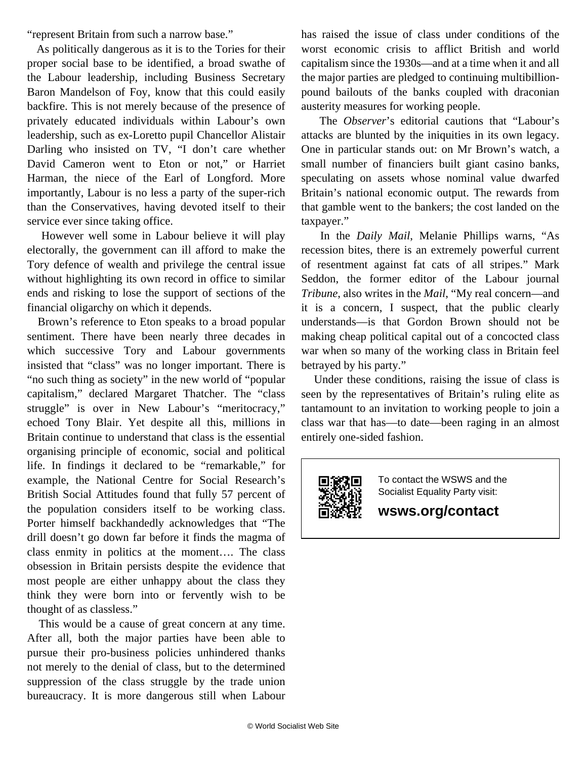"represent Britain from such a narrow base."

As politically dangerous as it is to the Tories for their proper social base to be identified, a broad swathe of the Labour leadership, including Business Secretary Baron Mandelson of Foy, know that this could easily backfire. This is not merely because of the presence of privately educated individuals within Labour's own leadership, such as ex-Loretto pupil Chancellor Alistair Darling who insisted on TV, "I don't care whether David Cameron went to Eton or not," or Harriet Harman, the niece of the Earl of Longford. More importantly, Labour is no less a party of the super-rich than the Conservatives, having devoted itself to their service ever since taking office.

However well some in Labour believe it will play electorally, the government can ill afford to make the Tory defence of wealth and privilege the central issue without highlighting its own record in office to similar ends and risking to lose the support of sections of the financial oligarchy on which it depends.

Brown's reference to Eton speaks to a broad popular sentiment. There have been nearly three decades in which successive Tory and Labour governments insisted that "class" was no longer important. There is "no such thing as society" in the new world of "popular capitalism," declared Margaret Thatcher. The "class struggle" is over in New Labour's "meritocracy," echoed Tony Blair. Yet despite all this, millions in Britain continue to understand that class is the essential organising principle of economic, social and political life. In findings it declared to be "remarkable," for example, the National Centre for Social Research's British Social Attitudes found that fully 57 percent of the population considers itself to be working class. Porter himself backhandedly acknowledges that "The drill doesn't go down far before it finds the magma of class enmity in politics at the moment…. The class obsession in Britain persists despite the evidence that most people are either unhappy about the class they think they were born into or fervently wish to be thought of as classless."

This would be a cause of great concern at any time. After all, both the major parties have been able to pursue their pro-business policies unhindered thanks not merely to the denial of class, but to the determined suppression of the class struggle by the trade union bureaucracy. It is more dangerous still when Labour has raised the issue of class under conditions of the worst economic crisis to afflict British and world capitalism since the 1930s—and at a time when it and all the major parties are pledged to continuing multibillion-pound bailouts of the banks coupled with draconian austerity measures for working people.

The *Observer*'s editorial cautions that "Labour's attacks are blunted by the iniquities in its own legacy. One in particular stands out: on Mr Brown's watch, a small number of financiers built giant casino banks, speculating on assets whose nominal value dwarfed Britain's national economic output. The rewards from that gamble went to the bankers; the cost landed on the taxpayer."

In the *Daily Mail*, Melanie Phillips warns, "As recession bites, there is an extremely powerful current of resentment against fat cats of all stripes." Mark Seddon, the former editor of the Labour journal *Tribune*, also writes in the *Mail*, "My real concern—and it is a concern, I suspect, that the public clearly understands—is that Gordon Brown should not be making cheap political capital out of a concocted class war when so many of the working class in Britain feel betrayed by his party."

Under these conditions, raising the issue of class is seen by the representatives of Britain's ruling elite as tantamount to an invitation to working people to join a class war that has—to date—been raging in an almost entirely one-sided fashion.

To contact the WSWS and the Socialist Equality Party visit:

**wsws.org/contact**